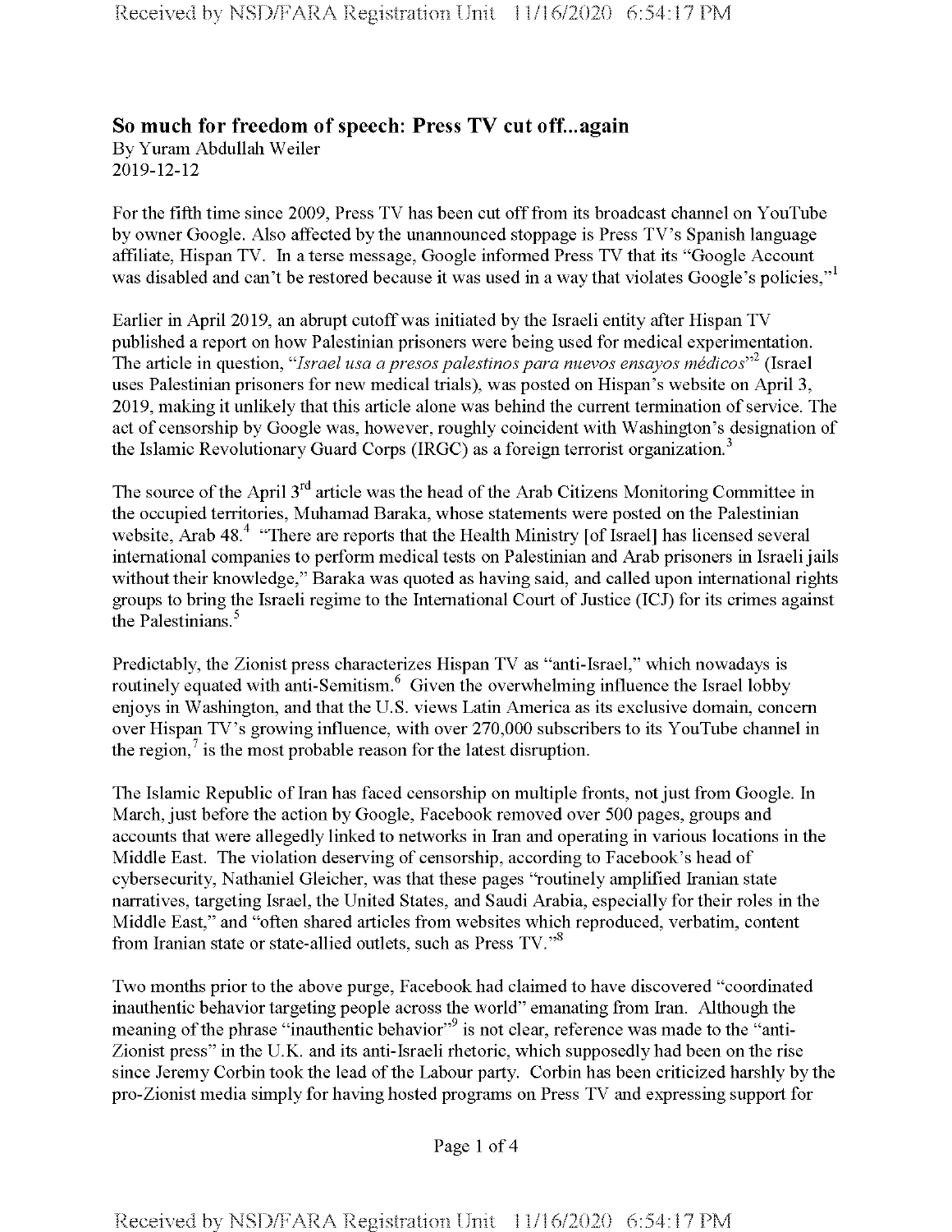## So much for freedom of speech: Press TV cut off...again

By Yuram Abdullah Weiler
2019-12-12

For the fifth time since 2009, Press TV has been cut off from its broadcast channel on YouTube by owner Google. Also affected by the unannounced stoppage is Press TV's Spanish language affiliate, Hispan TV. In a terse message, Google informed Press TV that its "Google Account was disabled and can't be restored because it was used in a way that violates Google's policies,"[1]

Earlier in April 2019, an abrupt cutoff was initiated by the Israeli entity after Hispan TV published a report on how Palestinian prisoners were being used for medical experimentation. The article in question, "*Israel usa a presos palestinos para nuevos ensayos médicos*"[2] (Israel uses Palestinian prisoners for new medical trials), was posted on Hispan's website on April 3, 2019, making it unlikely that this article alone was behind the current termination of service. The act of censorship by Google was, however, roughly coincident with Washington's designation of the Islamic Revolutionary Guard Corps (IRGC) as a foreign terrorist organization.[3]

The source of the April 3rd article was the head of the Arab Citizens Monitoring Committee in the occupied territories, Muhamad Baraka, whose statements were posted on the Palestinian website, Arab 48.[4] "There are reports that the Health Ministry [of Israel] has licensed several international companies to perform medical tests on Palestinian and Arab prisoners in Israeli jails without their knowledge," Baraka was quoted as having said, and called upon international rights groups to bring the Israeli regime to the International Court of Justice (ICJ) for its crimes against the Palestinians.[5]

Predictably, the Zionist press characterizes Hispan TV as "anti-Israel," which nowadays is routinely equated with anti-Semitism.[6] Given the overwhelming influence the Israel lobby enjoys in Washington, and that the U.S. views Latin America as its exclusive domain, concern over Hispan TV's growing influence, with over 270,000 subscribers to its YouTube channel in the region,[7] is the most probable reason for the latest disruption.

The Islamic Republic of Iran has faced censorship on multiple fronts, not just from Google. In March, just before the action by Google, Facebook removed over 500 pages, groups and accounts that were allegedly linked to networks in Iran and operating in various locations in the Middle East. The violation deserving of censorship, according to Facebook's head of cybersecurity, Nathaniel Gleicher, was that these pages "routinely amplified Iranian state narratives, targeting Israel, the United States, and Saudi Arabia, especially for their roles in the Middle East," and "often shared articles from websites which reproduced, verbatim, content from Iranian state or state-allied outlets, such as Press TV."[8]

Two months prior to the above purge, Facebook had claimed to have discovered "coordinated inauthentic behavior targeting people across the world" emanating from Iran. Although the meaning of the phrase "inauthentic behavior"[9] is not clear, reference was made to the "anti-Zionist press" in the U.K. and its anti-Israeli rhetoric, which supposedly had been on the rise since Jeremy Corbin took the lead of the Labour party. Corbin has been criticized harshly by the pro-Zionist media simply for having hosted programs on Press TV and expressing support for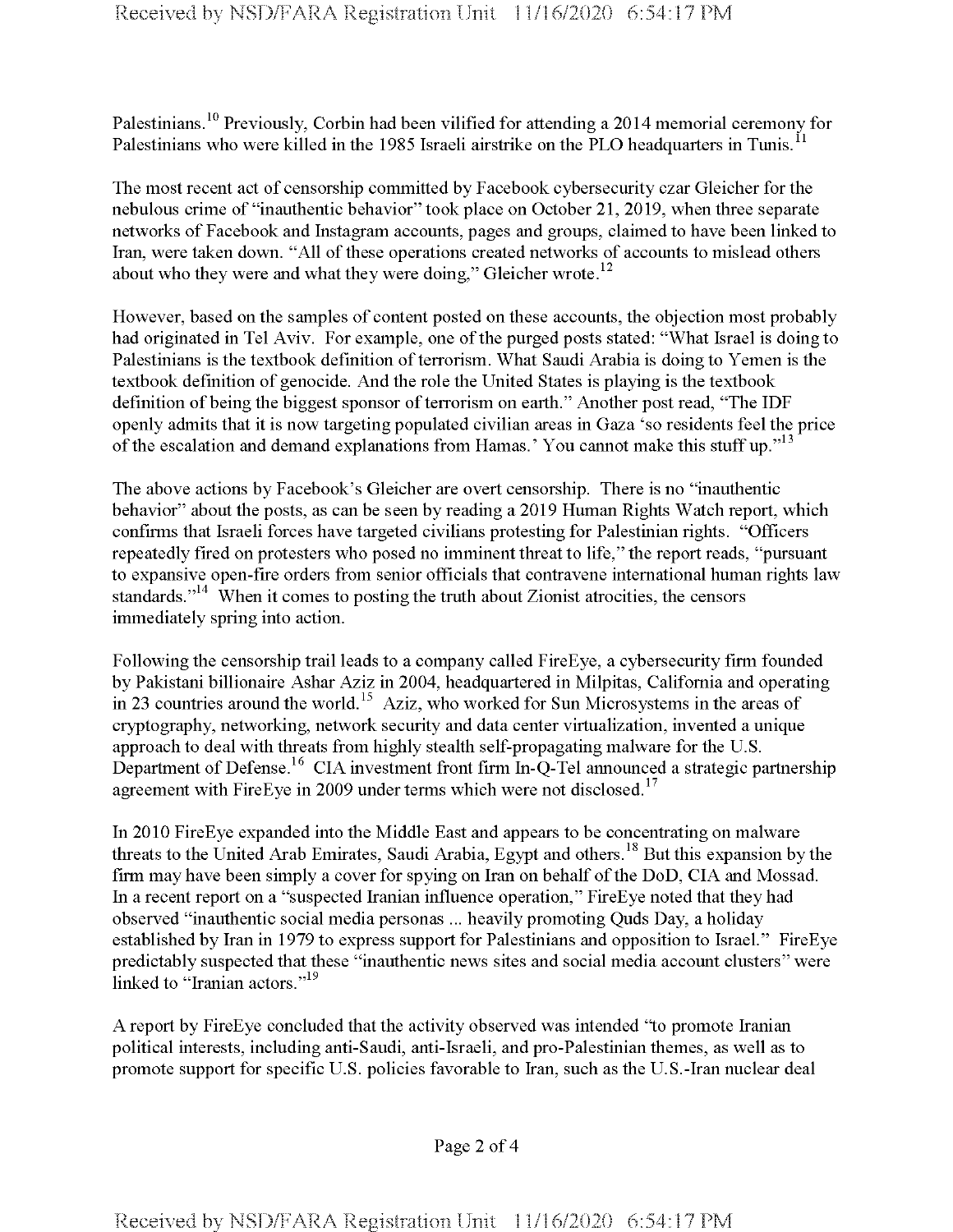Palestinians.[10] Previously, Corbin had been vilified for attending a 2014 memorial ceremony for Palestinians who were killed in the 1985 Israeli airstrike on the PLO headquarters in Tunis.[11]

The most recent act of censorship committed by Facebook cybersecurity czar Gleicher for the nebulous crime of "inauthentic behavior" took place on October 21, 2019, when three separate networks of Facebook and Instagram accounts, pages and groups, claimed to have been linked to Iran, were taken down. "All of these operations created networks of accounts to mislead others about who they were and what they were doing," Gleicher wrote.[12]

However, based on the samples of content posted on these accounts, the objection most probably had originated in Tel Aviv. For example, one of the purged posts stated: "What Israel is doing to Palestinians is the textbook definition of terrorism. What Saudi Arabia is doing to Yemen is the textbook definition of genocide. And the role the United States is playing is the textbook definition of being the biggest sponsor of terrorism on earth." Another post read, "The IDF openly admits that it is now targeting populated civilian areas in Gaza 'so residents feel the price of the escalation and demand explanations from Hamas.' You cannot make this stuff up."[13]

The above actions by Facebook's Gleicher are overt censorship. There is no "inauthentic behavior" about the posts, as can be seen by reading a 2019 Human Rights Watch report, which confirms that Israeli forces have targeted civilians protesting for Palestinian rights. "Officers repeatedly fired on protesters who posed no imminent threat to life," the report reads, "pursuant to expansive open-fire orders from senior officials that contravene international human rights law standards."[14] When it comes to posting the truth about Zionist atrocities, the censors immediately spring into action.

Following the censorship trail leads to a company called FireEye, a cybersecurity firm founded by Pakistani billionaire Ashar Aziz in 2004, headquartered in Milpitas, California and operating in 23 countries around the world.[15] Aziz, who worked for Sun Microsystems in the areas of cryptography, networking, network security and data center virtualization, invented a unique approach to deal with threats from highly stealth self-propagating malware for the U.S. Department of Defense.[16] CIA investment front firm In-Q-Tel announced a strategic partnership agreement with FireEye in 2009 under terms which were not disclosed.[17]

In 2010 FireEye expanded into the Middle East and appears to be concentrating on malware threats to the United Arab Emirates, Saudi Arabia, Egypt and others.[18] But this expansion by the firm may have been simply a cover for spying on Iran on behalf of the DoD, CIA and Mossad. In a recent report on a "suspected Iranian influence operation," FireEye noted that they had observed "inauthentic social media personas ... heavily promoting Quds Day, a holiday established by Iran in 1979 to express support for Palestinians and opposition to Israel." FireEye predictably suspected that these "inauthentic news sites and social media account clusters" were linked to "Iranian actors."[19]

A report by FireEye concluded that the activity observed was intended "to promote Iranian political interests, including anti-Saudi, anti-Israeli, and pro-Palestinian themes, as well as to promote support for specific U.S. policies favorable to Iran, such as the U.S.-Iran nuclear deal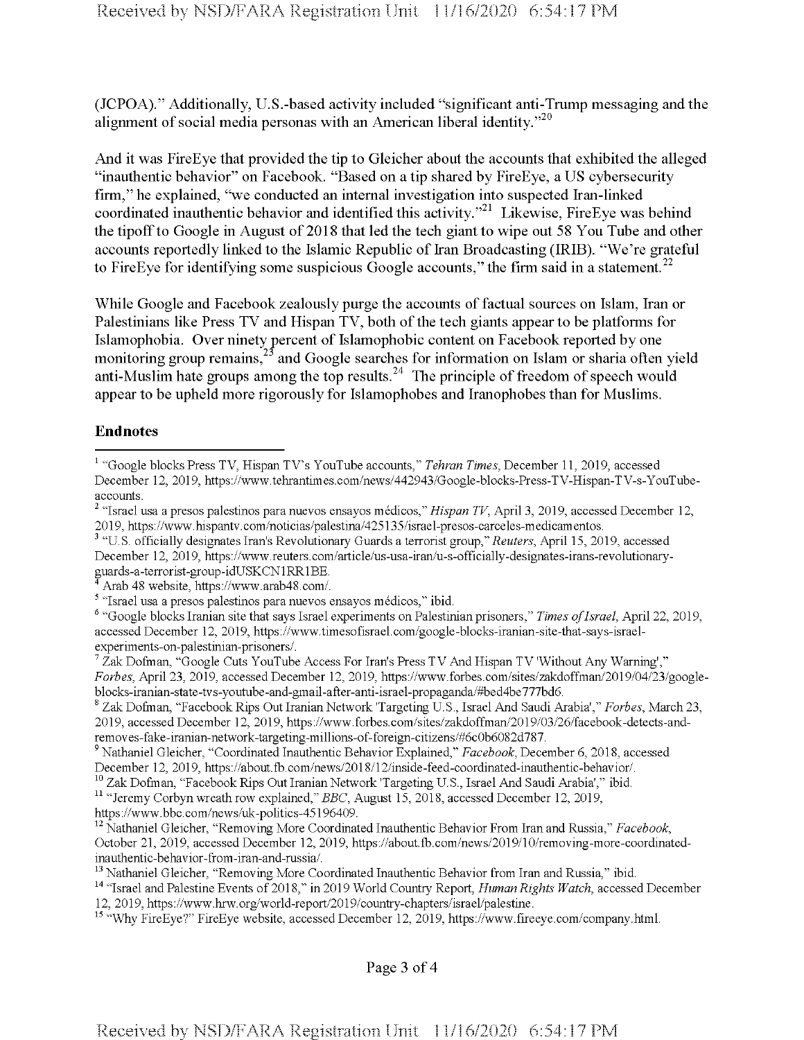(JCPOA)." Additionally, U.S.-based activity included "significant anti-Trump messaging and the alignment of social media personas with an American liberal identity."[20]

And it was FireEye that provided the tip to Gleicher about the accounts that exhibited the alleged "inauthentic behavior" on Facebook. "Based on a tip shared by FireEye, a US cybersecurity firm," he explained, "we conducted an internal investigation into suspected Iran-linked coordinated inauthentic behavior and identified this activity."[21] Likewise, FireEye was behind the tipoff to Google in August of 2018 that led the tech giant to wipe out 58 You Tube and other accounts reportedly linked to the Islamic Republic of Iran Broadcasting (IRIB). "We're grateful to FireEye for identifying some suspicious Google accounts," the firm said in a statement.[22]

While Google and Facebook zealously purge the accounts of factual sources on Islam, Iran or Palestinians like Press TV and Hispan TV, both of the tech giants appear to be platforms for Islamophobia. Over ninety percent of Islamophobic content on Facebook reported by one monitoring group remains,[23] and Google searches for information on Islam or sharia often yield anti-Muslim hate groups among the top results.[24] The principle of freedom of speech would appear to be upheld more rigorously for Islamophobes and Iranophobes than for Muslims.

**Endnotes**

[1] "Google blocks Press TV, Hispan TV's YouTube accounts," *Tehran Times*, December 11, 2019, accessed December 12, 2019, https://www.tehrantimes.com/news/442943/Google-blocks-Press-TV-Hispan-TV-s-YouTube-accounts.

[2] "Israel usa a presos palestinos para nuevos ensayos médicos," *Hispan TV*, April 3, 2019, accessed December 12, 2019, https://www.hispantv.com/noticias/palestina/425135/israel-presos-carceles-medicamentos.

[3] "U.S. officially designates Iran's Revolutionary Guards a terrorist group," *Reuters*, April 15, 2019, accessed December 12, 2019, https://www.reuters.com/article/us-usa-iran/u-s-officially-designates-irans-revolutionary-guards-a-terrorist-group-idUSKCN1RR1BE.

[4] Arab 48 website, https://www.arab48.com/.

[5] "Israel usa a presos palestinos para nuevos ensayos médicos," ibid.

[6] "Google blocks Iranian site that says Israel experiments on Palestinian prisoners," *Times of Israel*, April 22, 2019, accessed December 12, 2019, https://www.timesofisrael.com/google-blocks-iranian-site-that-says-israel-experiments-on-palestinian-prisoners/.

[7] Zak Dofman, "Google Cuts YouTube Access For Iran's Press TV And Hispan TV 'Without Any Warning'," *Forbes*, April 23, 2019, accessed December 12, 2019, https://www.forbes.com/sites/zakdoffman/2019/04/23/google-blocks-iranian-state-tvs-youtube-and-gmail-after-anti-israel-propaganda/#bed4be777bd6.

[8] Zak Dofman, "Facebook Rips Out Iranian Network 'Targeting U.S., Israel And Saudi Arabia'," *Forbes*, March 23, 2019, accessed December 12, 2019, https://www.forbes.com/sites/zakdoffman/2019/03/26/facebook-detects-and-removes-fake-iranian-network-targeting-millions-of-foreign-citizens/#6c0b6082d787.

[9] Nathaniel Gleicher, "Coordinated Inauthentic Behavior Explained," *Facebook*, December 6, 2018, accessed December 12, 2019, https://about.fb.com/news/2018/12/inside-feed-coordinated-inauthentic-behavior/.

[10] Zak Dofman, "Facebook Rips Out Iranian Network 'Targeting U.S., Israel And Saudi Arabia'," ibid.

[11] "Jeremy Corbyn wreath row explained," *BBC*, August 15, 2018, accessed December 12, 2019, https://www.bbc.com/news/uk-politics-45196409.

[12] Nathaniel Gleicher, "Removing More Coordinated Inauthentic Behavior From Iran and Russia," *Facebook*, October 21, 2019, accessed December 12, 2019, https://about.fb.com/news/2019/10/removing-more-coordinated-inauthentic-behavior-from-iran-and-russia/.

[13] Nathaniel Gleicher, "Removing More Coordinated Inauthentic Behavior from Iran and Russia," ibid.

[14] "Israel and Palestine Events of 2018," in 2019 World Country Report, *Human Rights Watch*, accessed December 12, 2019, https://www.hrw.org/world-report/2019/country-chapters/israel/palestine.

[15] "Why FireEye?" FireEye website, accessed December 12, 2019, https://www.fireeye.com/company.html.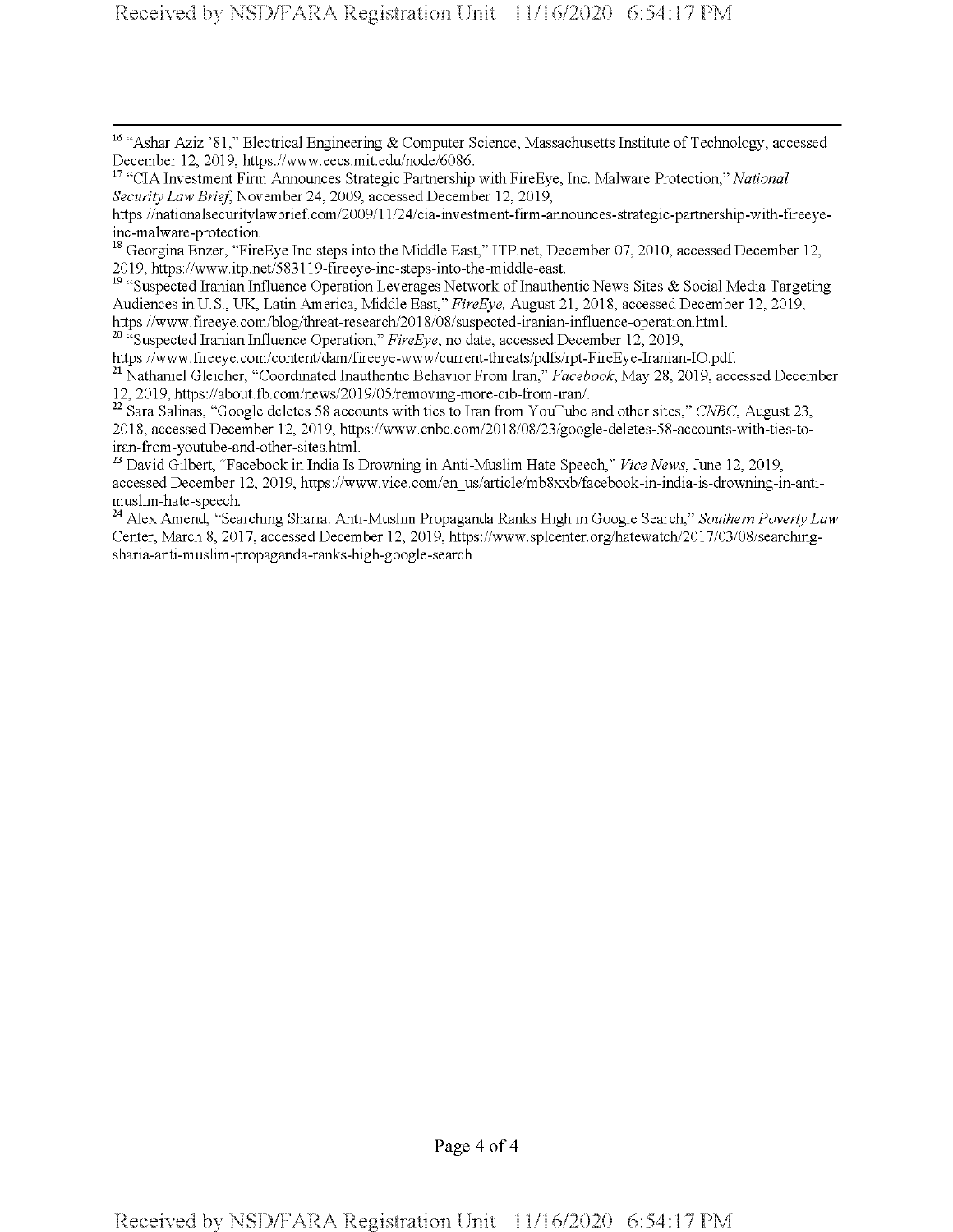[16] "Ashar Aziz '81," Electrical Engineering & Computer Science, Massachusetts Institute of Technology, accessed December 12, 2019, https://www.eecs.mit.edu/node/6086.

[17] "CIA Investment Firm Announces Strategic Partnership with FireEye, Inc. Malware Protection," *National Security Law Brief*, November 24, 2009, accessed December 12, 2019, https://nationalsecuritylawbrief.com/2009/11/24/cia-investment-firm-announces-strategic-partnership-with-fireeye-inc-malware-protection.

[18] Georgina Enzer, "FireEye Inc steps into the Middle East," ITP.net, December 07, 2010, accessed December 12, 2019, https://www.itp.net/583119-fireeye-inc-steps-into-the-middle-east.

[19] "Suspected Iranian Influence Operation Leverages Network of Inauthentic News Sites & Social Media Targeting Audiences in U.S., UK, Latin America, Middle East," *FireEye,* August 21, 2018, accessed December 12, 2019, https://www.fireeye.com/blog/threat-research/2018/08/suspected-iranian-influence-operation.html.

[20] "Suspected Iranian Influence Operation," *FireEye*, no date, accessed December 12, 2019, https://www.fireeye.com/content/dam/fireeye-www/current-threats/pdfs/rpt-FireEye-Iranian-IO.pdf.

[21] Nathaniel Gleicher, "Coordinated Inauthentic Behavior From Iran," *Facebook*, May 28, 2019, accessed December 12, 2019, https://about.fb.com/news/2019/05/removing-more-cib-from-iran/.

[22] Sara Salinas, "Google deletes 58 accounts with ties to Iran from YouTube and other sites," *CNBC*, August 23, 2018, accessed December 12, 2019, https://www.cnbc.com/2018/08/23/google-deletes-58-accounts-with-ties-to-iran-from-youtube-and-other-sites.html.

[23] David Gilbert, "Facebook in India Is Drowning in Anti-Muslim Hate Speech," *Vice News*, June 12, 2019, accessed December 12, 2019, https://www.vice.com/en_us/article/mb8xxb/facebook-in-india-is-drowning-in-anti-muslim-hate-speech.

[24] Alex Amend, "Searching Sharia: Anti-Muslim Propaganda Ranks High in Google Search," *Southern Poverty Law* Center, March 8, 2017, accessed December 12, 2019, https://www.splcenter.org/hatewatch/2017/03/08/searching-sharia-anti-muslim-propaganda-ranks-high-google-search.